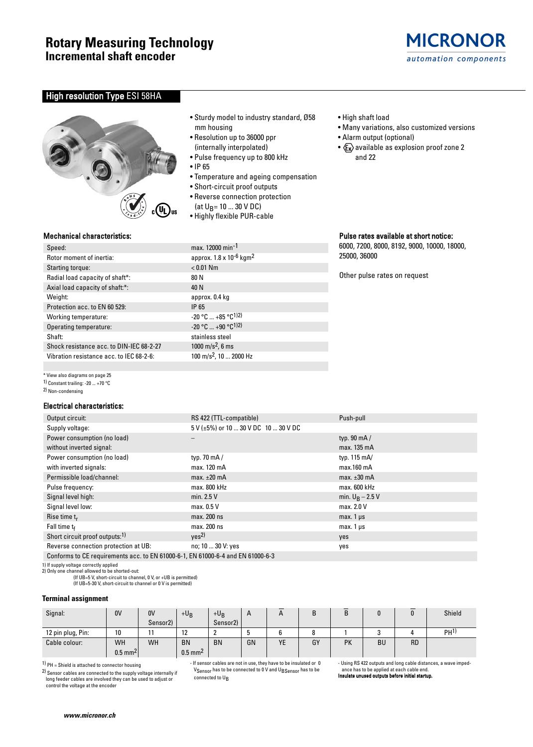# Rotary Measuring Technology
## Incremental shaft encoder

MICRONOR
*automation components*

## High resolution Type ESI 58HA

- Sturdy model to industry standard, Ø58 mm housing
- Resolution up to 36000 ppr (internally interpolated)
- Pulse frequency up to 800 kHz
- IP 65
- Temperature and ageing compensation
- Short-circuit proof outputs
- Reverse connection protection (at $U_B$= 10 ... 30 V DC)
- Highly flexible PUR-cable
- High shaft load
- Many variations, also customized versions
- Alarm output (optional)
- Ex available as explosion proof zone 2 and 22

### Mechanical characteristics:

| | |
|---|---|
| Speed: | max. 12000 $min^{-1}$ |
| Rotor moment of inertia: | approx. 1.8 x $10^{-6}$ $kgm^2$ |
| Starting torque: | < 0.01 Nm |
| Radial load capacity of shaft*: | 80 N |
| Axial load capacity of shaft:*: | 40 N |
| Weight: | approx. 0.4 kg |
| Protection acc. to EN 60 529: | IP 65 |
| Working temperature: | -20 °C ... +85 °C[1)2)] |
| Operating temperature: | -20 °C ... +90 °C[1)2)] |
| Shaft: | stainless steel |
| Shock resistance acc. to DIN-IEC 68-2-27 | 1000 $m/s^2$, 6 ms |
| Vibration resistance acc. to IEC 68-2-6: | 100 $m/s^2$, 10 ... 2000 Hz |

\* View also diagrams on page 25
1) Constant trailing: -20 ... +70 °C
2) Non-condensing

### Pulse rates available at short notice:

6000, 7200, 8000, 8192, 9000, 10000, 18000, 25000, 36000

Other pulse rates on request

### Electrical characteristics:

| | | |
|---|---|---|
| Output circuit: | RS 422 (TTL-compatible) | Push-pull |
| Supply voltage: | 5 V (±5%) or 10 ... 30 V DC | 10 ... 30 V DC |
| Power consumption (no load) without inverted signal: | – | typ. 90 mA / max. 135 mA |
| Power consumption (no load) with inverted signals: | typ. 70 mA / max. 120 mA | typ. 115 mA/ max.160 mA |
| Permissible load/channel: | max. ±20 mA | max. ±30 mA |
| Pulse frequency: | max. 800 kHz | max. 600 kHz |
| Signal level high: | min. 2.5 V | min. $U_B$ – 2.5 V |
| Signal level low: | max. 0.5 V | max. 2.0 V |
| Rise time $t_r$ | max. 200 ns | max. 1 µs |
| Fall time $t_f$ | max. 200 ns | max. 1 µs |
| Short circuit proof outputs:[1)] | yes[2)] | yes |
| Reverse connection protection at UB: | no; 10 ... 30 V: yes | yes |
| Conforms to CE requirements acc. to EN 61000-6-1, EN 61000-6-4 and EN 61000-6-3 | | |

1) If supply voltage correctly applied
2) Only one channel allowed to be shorted-out:
(If UB=5 V, short-circuit to channel, 0 V, or +UB is permitted)
(If UB=5-30 V, short-circuit to channel or 0 V is permitted)

### Terminal assignment

| Signal: | 0V | 0V Sensor2) | $+U_B$ | $+U_B$ Sensor2) | A | $\overline{A}$ | B | $\overline{B}$ | 0 | $\overline{0}$ | Shield |
|---|---|---|---|---|---|---|---|---|---|---|---|
| 12 pin plug, Pin: | 10 | 11 | 12 | 2 | 5 | 6 | 8 | 1 | 3 | 4 | PH[1)] |
| Cable colour: | WH 0.5 $mm^2$ | WH | BN 0.5 $mm^2$ | BN | GN | YE | GY | PK | BU | RD | |

1) PH = Shield is attached to connector housing
2) Sensor cables are connected to the supply voltage internally if long feeder cables are involved they can be used to adjust or control the voltage at the encoder

- If sensor cables are not in use, they have to be insulated or 0 $V_{Sensor}$ has to be connected to 0 V and $U_{BSensor}$ has to be connected to $U_B$

- Using RS 422 outputs and long cable distances, a wave impedance has to be applied at each cable end.
**Insulate unused outputs before initial startup.**

*www.micronor.ch*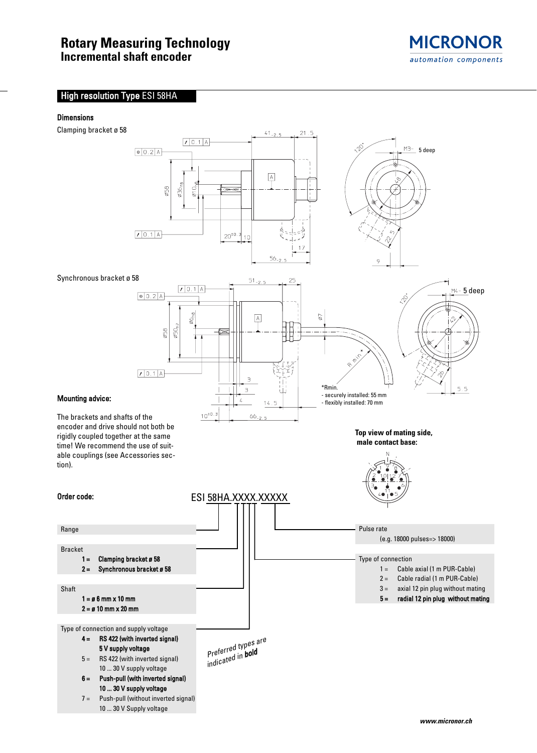# Rotary Measuring Technology
## Incremental shaft encoder

## High resolution Type ESI 58HA

### Dimensions

Clamping bracket ø 58

41 -2.5
21.5
M3 - 5 deep
120°
ø58
ø36f8
ø10h8
0.1 A
0.2 A
0.1 A
A
48
20±0.3
10
17
56-2.5
22.5
9

Synchronous bracket ø 58

51-2.5
25
M4 - 5 deep
120°
ø58
ø50h7
ø6h8
0.1 A
0.2 A
0.1 A
A
ø7
R min.*
42
3
3
4
14.5
10±0.3
66-2.5
26
5.5

*Rmin.
- securely installed: 55 mm
- flexibly installed: 70 mm

### Mounting advice:

The brackets and shafts of the encoder and drive should not both be rigidly coupled together at the same time! We recommend the use of suitable couplings (see Accessories section).

**Top view of mating side, male contact base:**

N
1 2 3 4 5 6 7 8 9 10 11 12

### Order code:

ESI 58HA.XXXX.XXXXX

Range

Bracket
- **1 = Clamping bracket ø 58**
- **2 = Synchronous bracket ø 58**

Shaft
- **1 = ø 6 mm x 10 mm**
- **2 = ø 10 mm x 20 mm**

Type of connection and supply voltage
- **4 = RS 422 (with inverted signal) 5 V supply voltage**
- 5 = RS 422 (with inverted signal) 10 ... 30 V supply voltage
- **6 = Push-pull (with inverted signal) 10 ... 30 V supply voltage**
- 7 = Push-pull (without inverted signal) 10 ... 30 V Supply voltage

Pulse rate
(e.g. 18000 pulses=> 18000)

Type of connection
- 1 = Cable axial (1 m PUR-Cable)
- 2 = Cable radial (1 m PUR-Cable)
- 3 = axial 12 pin plug without mating
- **5 = radial 12 pin plug without mating**

*Preferred types are indicated in* ***bold***

www.micronor.ch